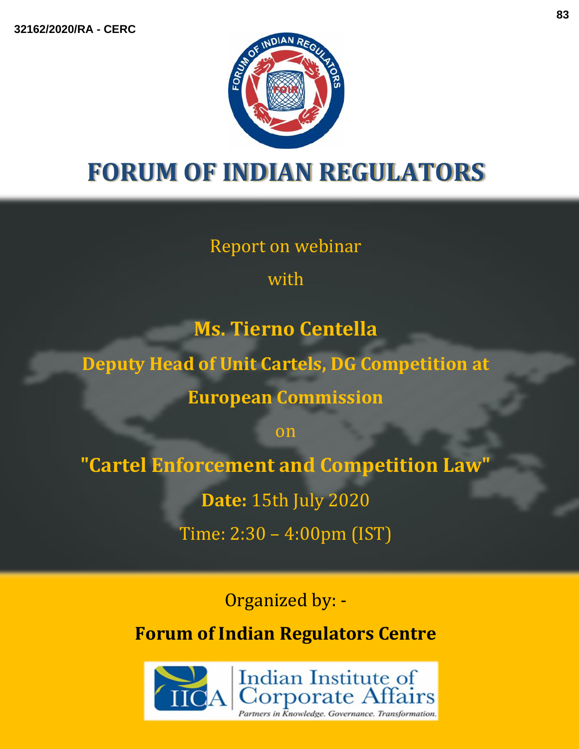# FORUM OF INDIAN REGULATORS

Report on webinar

with

**Ms. Tierno Centella**

**Deputy Head of Unit Cartels, DG Competition at European Commission**

on

**"Cartel Enforcement and Competition Law"**

**Date:** 15th July 2020

Time: 2:30 – 4:00pm (IST)

Organized by: -

**Forum of Indian Regulators Centre**

Indian Institute of Corporate Affairs

*Partners in Knowledge. Governance. Transformation.*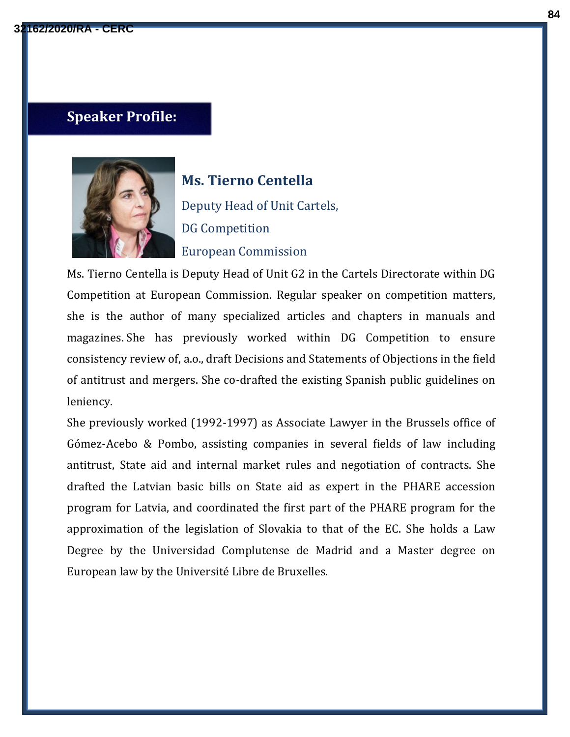## Speaker Profile:

**Ms. Tierno Centella**

Deputy Head of Unit Cartels,

DG Competition

European Commission

Ms. Tierno Centella is Deputy Head of Unit G2 in the Cartels Directorate within DG Competition at European Commission. Regular speaker on competition matters, she is the author of many specialized articles and chapters in manuals and magazines. She has previously worked within DG Competition to ensure consistency review of, a.o., draft Decisions and Statements of Objections in the field of antitrust and mergers. She co-drafted the existing Spanish public guidelines on leniency.

She previously worked (1992-1997) as Associate Lawyer in the Brussels office of Gómez-Acebo & Pombo, assisting companies in several fields of law including antitrust, State aid and internal market rules and negotiation of contracts. She drafted the Latvian basic bills on State aid as expert in the PHARE accession program for Latvia, and coordinated the first part of the PHARE program for the approximation of the legislation of Slovakia to that of the EC. She holds a Law Degree by the Universidad Complutense de Madrid and a Master degree on European law by the Université Libre de Bruxelles.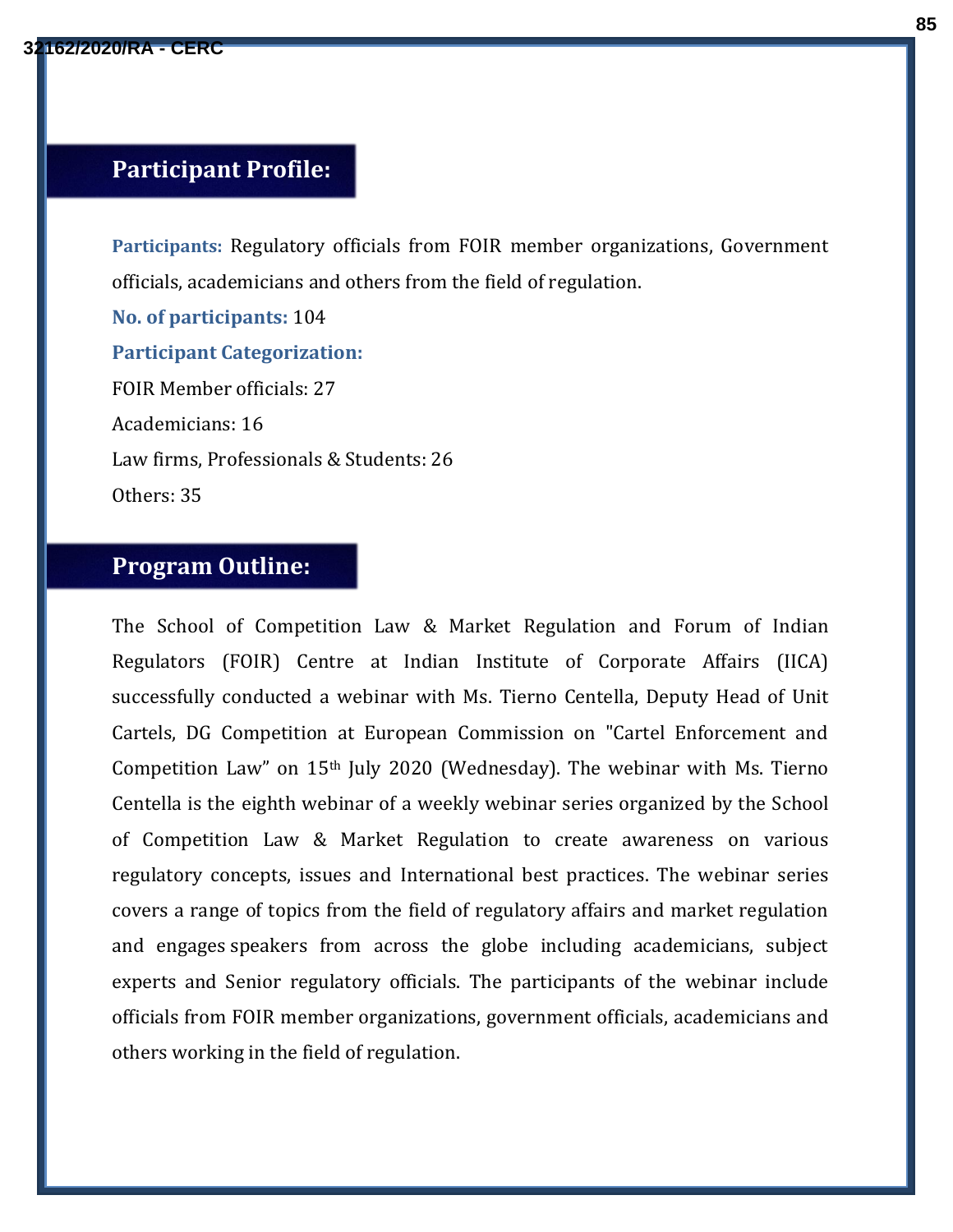## Participant Profile:

**Participants:** Regulatory officials from FOIR member organizations, Government officials, academicians and others from the field of regulation.

**No. of participants:** 104

**Participant Categorization:**

FOIR Member officials: 27

Academicians: 16

Law firms, Professionals & Students: 26

Others: 35

## Program Outline:

The School of Competition Law & Market Regulation and Forum of Indian Regulators (FOIR) Centre at Indian Institute of Corporate Affairs (IICA) successfully conducted a webinar with Ms. Tierno Centella, Deputy Head of Unit Cartels, DG Competition at European Commission on "Cartel Enforcement and Competition Law" on 15th July 2020 (Wednesday). The webinar with Ms. Tierno Centella is the eighth webinar of a weekly webinar series organized by the School of Competition Law & Market Regulation to create awareness on various regulatory concepts, issues and International best practices. The webinar series covers a range of topics from the field of regulatory affairs and market regulation and engages speakers from across the globe including academicians, subject experts and Senior regulatory officials. The participants of the webinar include officials from FOIR member organizations, government officials, academicians and others working in the field of regulation.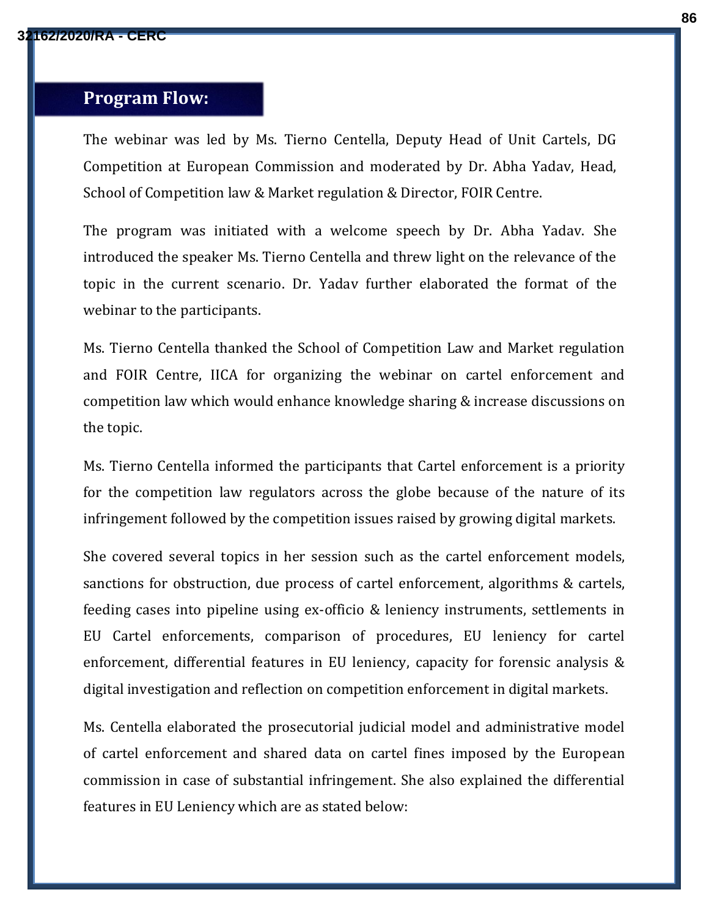## Program Flow:

The webinar was led by Ms. Tierno Centella, Deputy Head of Unit Cartels, DG Competition at European Commission and moderated by Dr. Abha Yadav, Head, School of Competition law & Market regulation & Director, FOIR Centre.

The program was initiated with a welcome speech by Dr. Abha Yadav. She introduced the speaker Ms. Tierno Centella and threw light on the relevance of the topic in the current scenario. Dr. Yadav further elaborated the format of the webinar to the participants.

Ms. Tierno Centella thanked the School of Competition Law and Market regulation and FOIR Centre, IICA for organizing the webinar on cartel enforcement and competition law which would enhance knowledge sharing & increase discussions on the topic.

Ms. Tierno Centella informed the participants that Cartel enforcement is a priority for the competition law regulators across the globe because of the nature of its infringement followed by the competition issues raised by growing digital markets.

She covered several topics in her session such as the cartel enforcement models, sanctions for obstruction, due process of cartel enforcement, algorithms & cartels, feeding cases into pipeline using ex-officio & leniency instruments, settlements in EU Cartel enforcements, comparison of procedures, EU leniency for cartel enforcement, differential features in EU leniency, capacity for forensic analysis & digital investigation and reflection on competition enforcement in digital markets.

Ms. Centella elaborated the prosecutorial judicial model and administrative model of cartel enforcement and shared data on cartel fines imposed by the European commission in case of substantial infringement. She also explained the differential features in EU Leniency which are as stated below: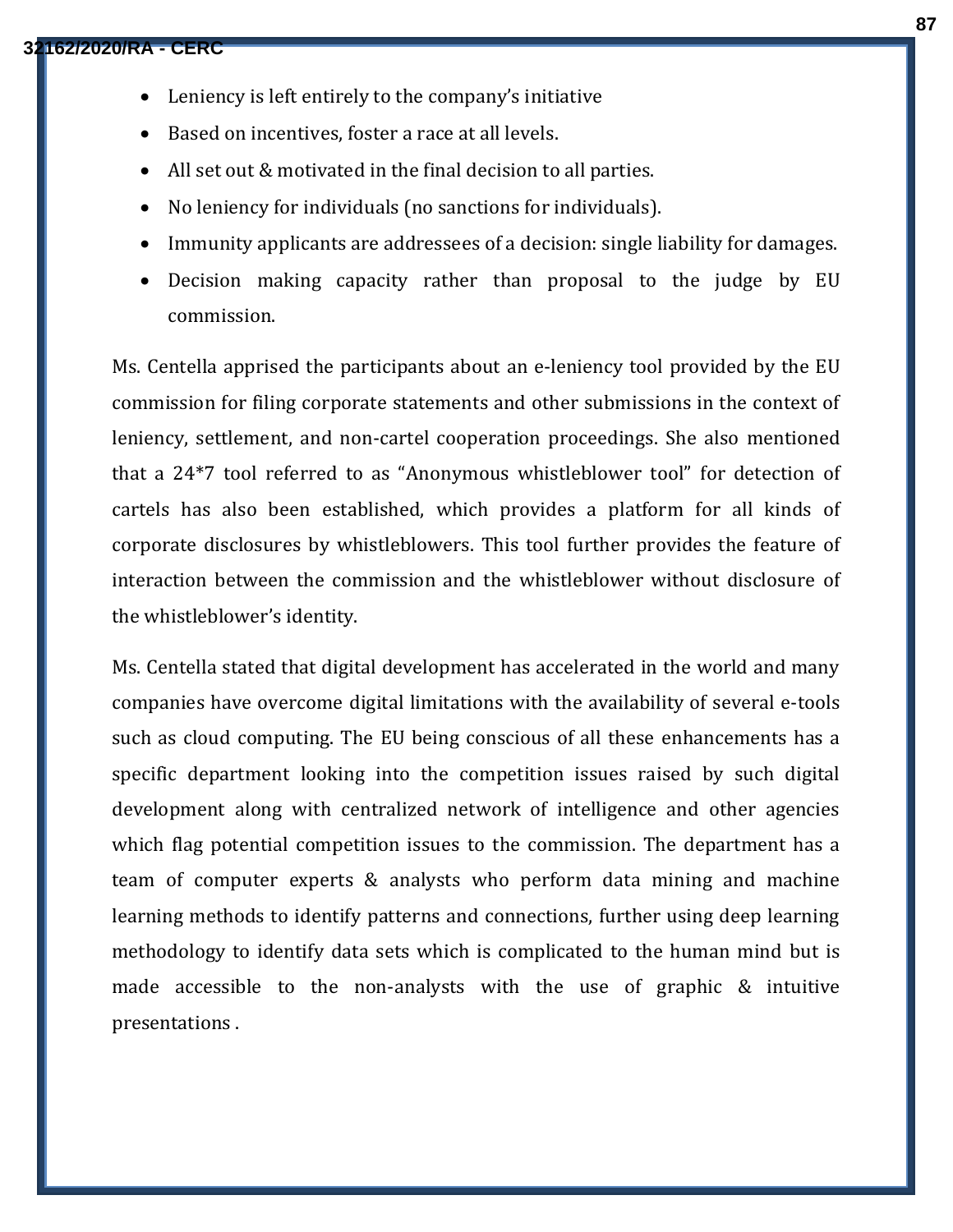- Leniency is left entirely to the company's initiative
- Based on incentives, foster a race at all levels.
- All set out & motivated in the final decision to all parties.
- No leniency for individuals (no sanctions for individuals).
- Immunity applicants are addressees of a decision: single liability for damages.
- Decision making capacity rather than proposal to the judge by EU commission.

Ms. Centella apprised the participants about an e-leniency tool provided by the EU commission for filing corporate statements and other submissions in the context of leniency, settlement, and non-cartel cooperation proceedings. She also mentioned that a 24*7 tool referred to as "Anonymous whistleblower tool" for detection of cartels has also been established, which provides a platform for all kinds of corporate disclosures by whistleblowers. This tool further provides the feature of interaction between the commission and the whistleblower without disclosure of the whistleblower's identity.

Ms. Centella stated that digital development has accelerated in the world and many companies have overcome digital limitations with the availability of several e-tools such as cloud computing. The EU being conscious of all these enhancements has a specific department looking into the competition issues raised by such digital development along with centralized network of intelligence and other agencies which flag potential competition issues to the commission. The department has a team of computer experts & analysts who perform data mining and machine learning methods to identify patterns and connections, further using deep learning methodology to identify data sets which is complicated to the human mind but is made accessible to the non-analysts with the use of graphic & intuitive presentations .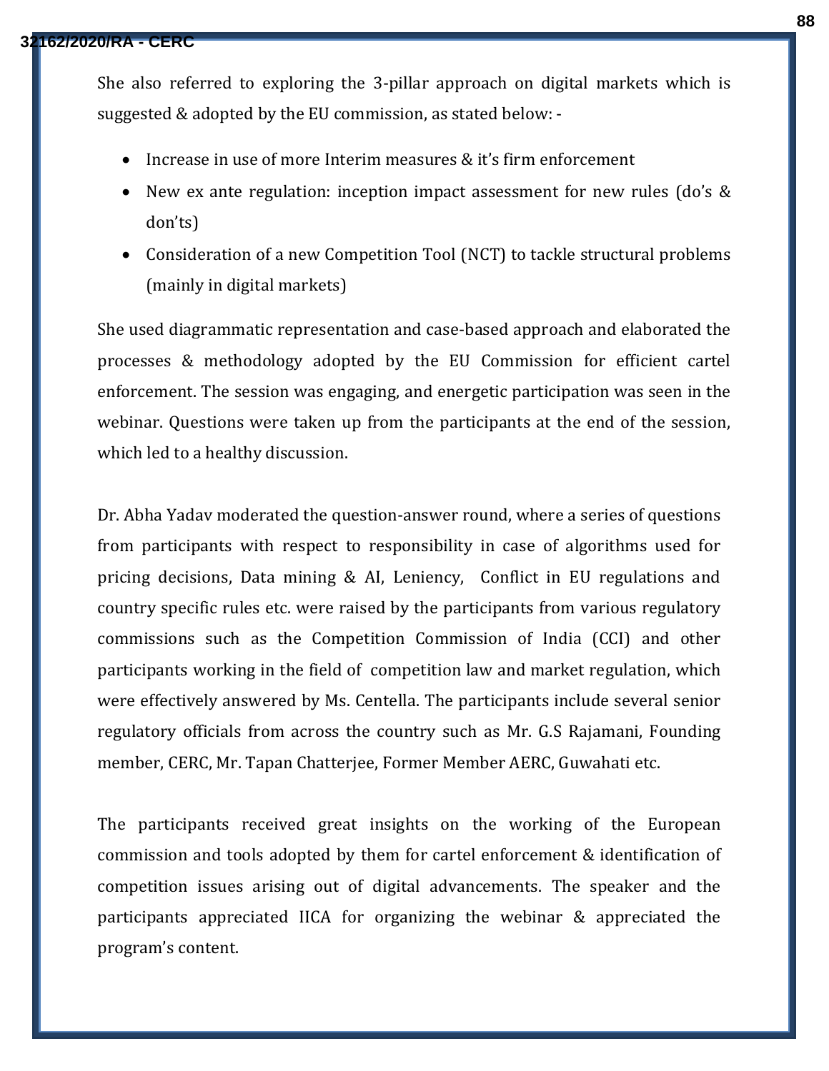She also referred to exploring the 3-pillar approach on digital markets which is suggested & adopted by the EU commission, as stated below: -

- Increase in use of more Interim measures & it's firm enforcement
- New ex ante regulation: inception impact assessment for new rules (do's & don'ts)
- Consideration of a new Competition Tool (NCT) to tackle structural problems (mainly in digital markets)

She used diagrammatic representation and case-based approach and elaborated the processes & methodology adopted by the EU Commission for efficient cartel enforcement. The session was engaging, and energetic participation was seen in the webinar. Questions were taken up from the participants at the end of the session, which led to a healthy discussion.

Dr. Abha Yadav moderated the question-answer round, where a series of questions from participants with respect to responsibility in case of algorithms used for pricing decisions, Data mining & AI, Leniency, Conflict in EU regulations and country specific rules etc. were raised by the participants from various regulatory commissions such as the Competition Commission of India (CCI) and other participants working in the field of competition law and market regulation, which were effectively answered by Ms. Centella. The participants include several senior regulatory officials from across the country such as Mr. G.S Rajamani, Founding member, CERC, Mr. Tapan Chatterjee, Former Member AERC, Guwahati etc.

The participants received great insights on the working of the European commission and tools adopted by them for cartel enforcement & identification of competition issues arising out of digital advancements. The speaker and the participants appreciated IICA for organizing the webinar & appreciated the program's content.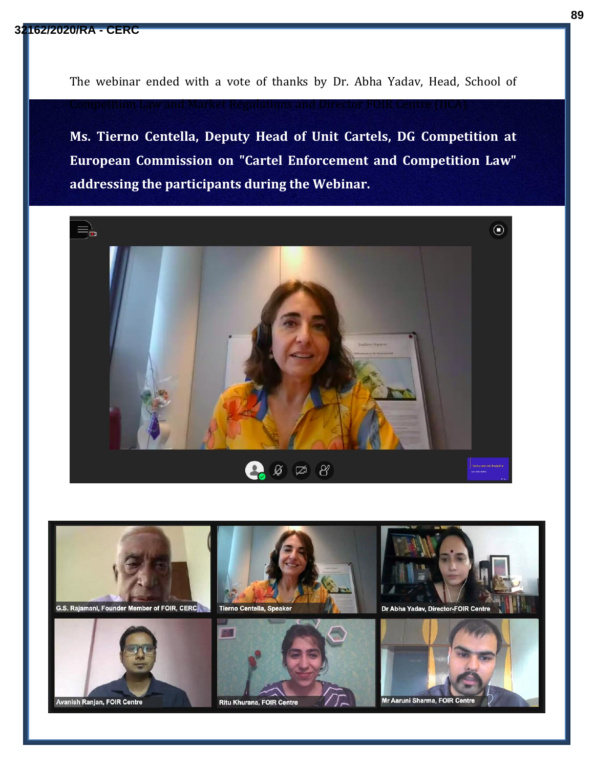The webinar ended with a vote of thanks by Dr. Abha Yadav, Head, School of Competition Law and Market Regulations and Director FOIR Centre (IICA).

**Ms. Tierno Centella, Deputy Head of Unit Cartels, DG Competition at European Commission on "Cartel Enforcement and Competition Law" addressing the participants during the Webinar.**